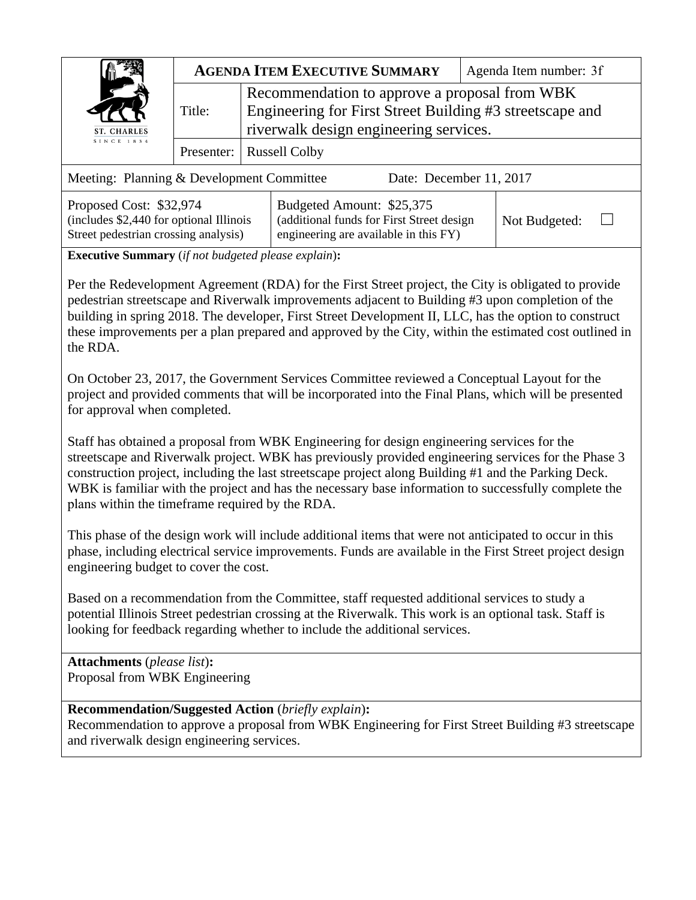| ST. CHARLES SINCE 1834 | **AGENDA ITEM EXECUTIVE SUMMARY** | | Agenda Item number: 3f |
|---|---|---|---|
| | Title: | Recommendation to approve a proposal from WBK Engineering for First Street Building #3 streetscape and riverwalk design engineering services. | |
| | Presenter: | Russell Colby | |

Meeting: Planning & Development Committee    Date: December 11, 2017

| Proposed Cost: $32,974 (includes $2,440 for optional Illinois Street pedestrian crossing analysis) | Budgeted Amount: $25,375 (additional funds for First Street design engineering are available in this FY) | Not Budgeted: ☐ |
|---|---|---|

**Executive Summary** (*if not budgeted please explain*)**:**

Per the Redevelopment Agreement (RDA) for the First Street project, the City is obligated to provide pedestrian streetscape and Riverwalk improvements adjacent to Building #3 upon completion of the building in spring 2018. The developer, First Street Development II, LLC, has the option to construct these improvements per a plan prepared and approved by the City, within the estimated cost outlined in the RDA.

On October 23, 2017, the Government Services Committee reviewed a Conceptual Layout for the project and provided comments that will be incorporated into the Final Plans, which will be presented for approval when completed.

Staff has obtained a proposal from WBK Engineering for design engineering services for the streetscape and Riverwalk project. WBK has previously provided engineering services for the Phase 3 construction project, including the last streetscape project along Building #1 and the Parking Deck. WBK is familiar with the project and has the necessary base information to successfully complete the plans within the timeframe required by the RDA.

This phase of the design work will include additional items that were not anticipated to occur in this phase, including electrical service improvements. Funds are available in the First Street project design engineering budget to cover the cost.

Based on a recommendation from the Committee, staff requested additional services to study a potential Illinois Street pedestrian crossing at the Riverwalk. This work is an optional task. Staff is looking for feedback regarding whether to include the additional services.

**Attachments** (*please list*)**:**
Proposal from WBK Engineering

**Recommendation/Suggested Action** (*briefly explain*)**:**
Recommendation to approve a proposal from WBK Engineering for First Street Building #3 streetscape and riverwalk design engineering services.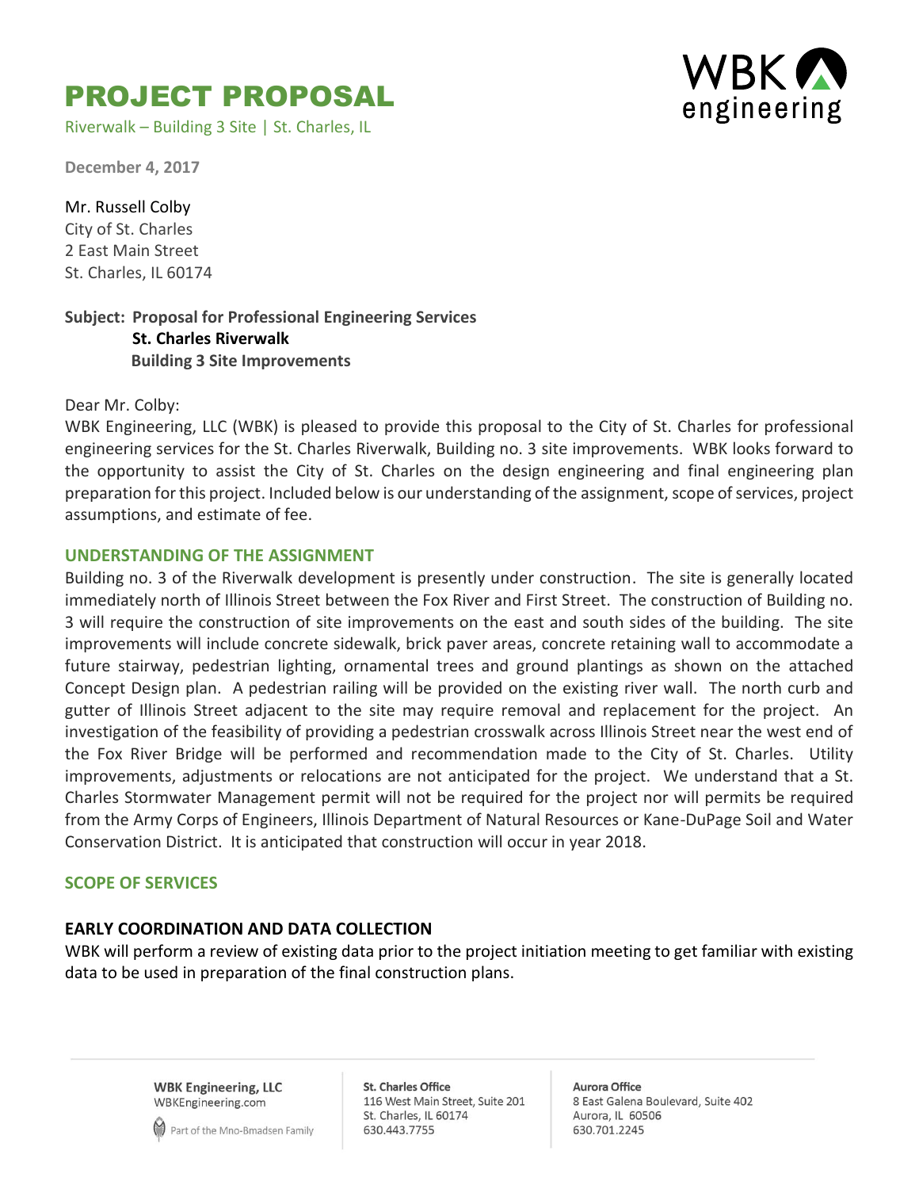# PROJECT PROPOSAL

Riverwalk – Building 3 Site | St. Charles, IL

**December 4, 2017**

Mr. Russell Colby
City of St. Charles
2 East Main Street
St. Charles, IL 60174

**Subject: Proposal for Professional Engineering Services**
**St. Charles Riverwalk**
**Building 3 Site Improvements**

Dear Mr. Colby:

WBK Engineering, LLC (WBK) is pleased to provide this proposal to the City of St. Charles for professional engineering services for the St. Charles Riverwalk, Building no. 3 site improvements. WBK looks forward to the opportunity to assist the City of St. Charles on the design engineering and final engineering plan preparation for this project. Included below is our understanding of the assignment, scope of services, project assumptions, and estimate of fee.

## UNDERSTANDING OF THE ASSIGNMENT

Building no. 3 of the Riverwalk development is presently under construction. The site is generally located immediately north of Illinois Street between the Fox River and First Street. The construction of Building no. 3 will require the construction of site improvements on the east and south sides of the building. The site improvements will include concrete sidewalk, brick paver areas, concrete retaining wall to accommodate a future stairway, pedestrian lighting, ornamental trees and ground plantings as shown on the attached Concept Design plan. A pedestrian railing will be provided on the existing river wall. The north curb and gutter of Illinois Street adjacent to the site may require removal and replacement for the project. An investigation of the feasibility of providing a pedestrian crosswalk across Illinois Street near the west end of the Fox River Bridge will be performed and recommendation made to the City of St. Charles. Utility improvements, adjustments or relocations are not anticipated for the project. We understand that a St. Charles Stormwater Management permit will not be required for the project nor will permits be required from the Army Corps of Engineers, Illinois Department of Natural Resources or Kane-DuPage Soil and Water Conservation District. It is anticipated that construction will occur in year 2018.

## SCOPE OF SERVICES

### EARLY COORDINATION AND DATA COLLECTION

WBK will perform a review of existing data prior to the project initiation meeting to get familiar with existing data to be used in preparation of the final construction plans.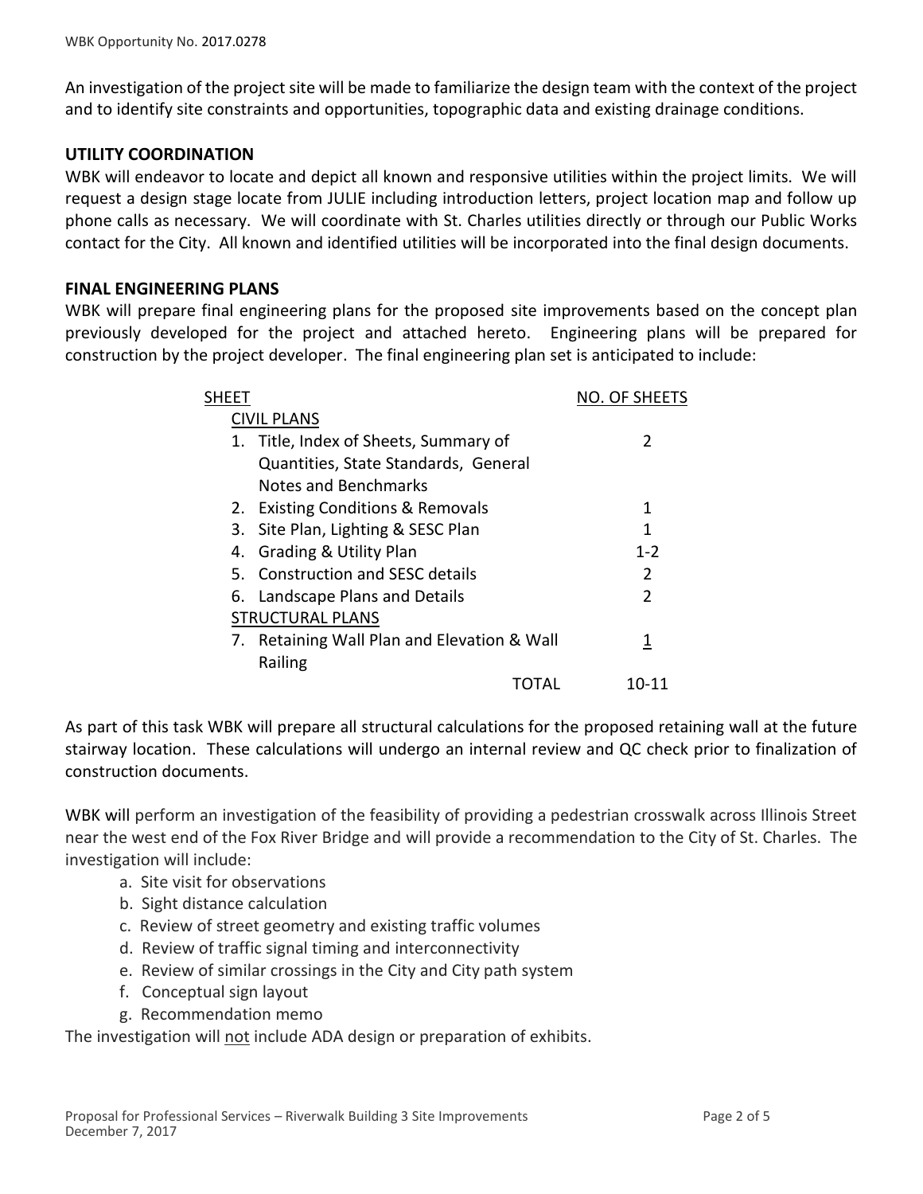An investigation of the project site will be made to familiarize the design team with the context of the project and to identify site constraints and opportunities, topographic data and existing drainage conditions.

### UTILITY COORDINATION

WBK will endeavor to locate and depict all known and responsive utilities within the project limits. We will request a design stage locate from JULIE including introduction letters, project location map and follow up phone calls as necessary. We will coordinate with St. Charles utilities directly or through our Public Works contact for the City. All known and identified utilities will be incorporated into the final design documents.

### FINAL ENGINEERING PLANS

WBK will prepare final engineering plans for the proposed site improvements based on the concept plan previously developed for the project and attached hereto. Engineering plans will be prepared for construction by the project developer. The final engineering plan set is anticipated to include:

| SHEET | NO. OF SHEETS |
|---|---|
| CIVIL PLANS | |
| 1. Title, Index of Sheets, Summary of Quantities, State Standards, General Notes and Benchmarks | 2 |
| 2. Existing Conditions & Removals | 1 |
| 3. Site Plan, Lighting & SESC Plan | 1 |
| 4. Grading & Utility Plan | 1-2 |
| 5. Construction and SESC details | 2 |
| 6. Landscape Plans and Details | 2 |
| STRUCTURAL PLANS | |
| 7. Retaining Wall Plan and Elevation & Wall Railing | 1 |
| TOTAL | 10-11 |

As part of this task WBK will prepare all structural calculations for the proposed retaining wall at the future stairway location. These calculations will undergo an internal review and QC check prior to finalization of construction documents.

WBK will perform an investigation of the feasibility of providing a pedestrian crosswalk across Illinois Street near the west end of the Fox River Bridge and will provide a recommendation to the City of St. Charles. The investigation will include:

a. Site visit for observations
b. Sight distance calculation
c. Review of street geometry and existing traffic volumes
d. Review of traffic signal timing and interconnectivity
e. Review of similar crossings in the City and City path system
f. Conceptual sign layout
g. Recommendation memo

The investigation will not include ADA design or preparation of exhibits.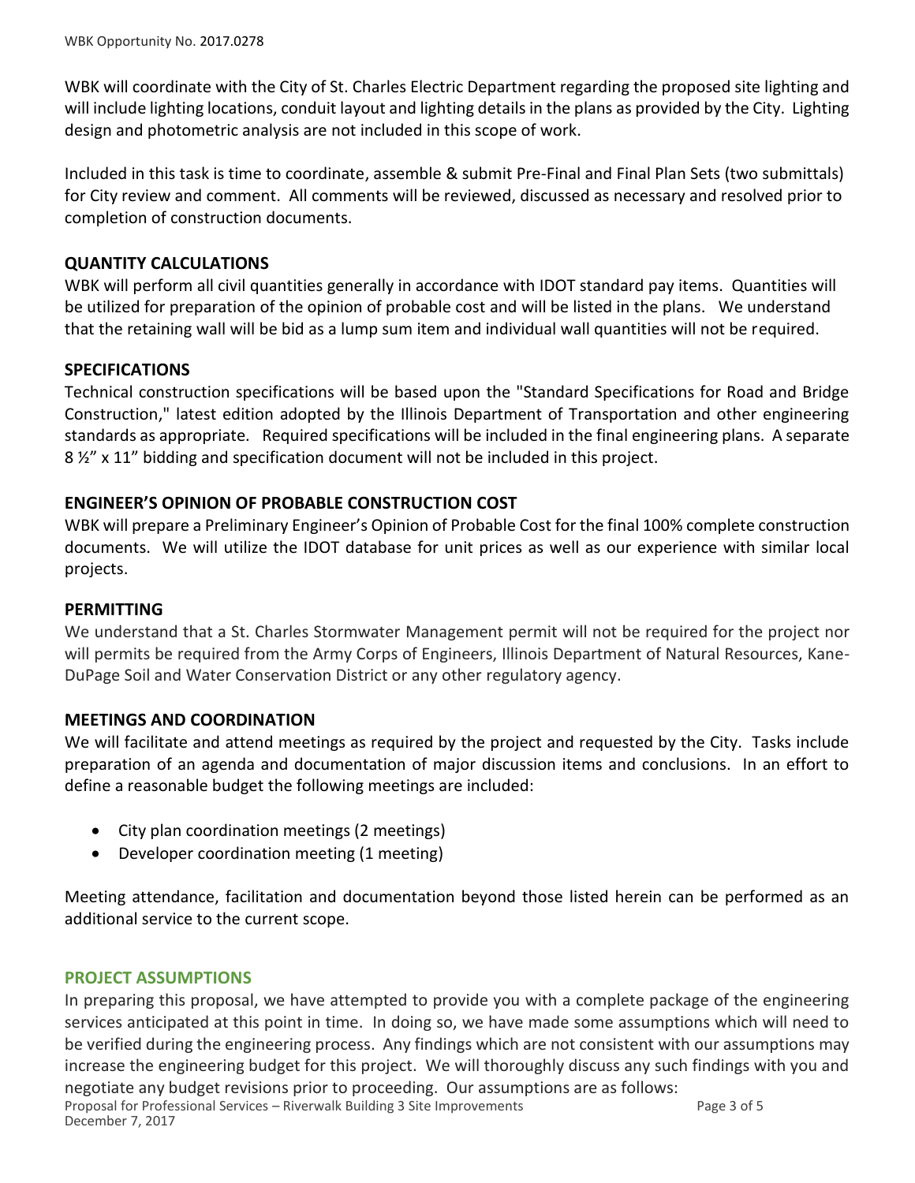WBK will coordinate with the City of St. Charles Electric Department regarding the proposed site lighting and will include lighting locations, conduit layout and lighting details in the plans as provided by the City. Lighting design and photometric analysis are not included in this scope of work.

Included in this task is time to coordinate, assemble & submit Pre-Final and Final Plan Sets (two submittals) for City review and comment. All comments will be reviewed, discussed as necessary and resolved prior to completion of construction documents.

### QUANTITY CALCULATIONS

WBK will perform all civil quantities generally in accordance with IDOT standard pay items. Quantities will be utilized for preparation of the opinion of probable cost and will be listed in the plans. We understand that the retaining wall will be bid as a lump sum item and individual wall quantities will not be required.

### SPECIFICATIONS

Technical construction specifications will be based upon the "Standard Specifications for Road and Bridge Construction," latest edition adopted by the Illinois Department of Transportation and other engineering standards as appropriate. Required specifications will be included in the final engineering plans. A separate 8 ½" x 11" bidding and specification document will not be included in this project.

### ENGINEER'S OPINION OF PROBABLE CONSTRUCTION COST

WBK will prepare a Preliminary Engineer's Opinion of Probable Cost for the final 100% complete construction documents. We will utilize the IDOT database for unit prices as well as our experience with similar local projects.

### PERMITTING

We understand that a St. Charles Stormwater Management permit will not be required for the project nor will permits be required from the Army Corps of Engineers, Illinois Department of Natural Resources, Kane-DuPage Soil and Water Conservation District or any other regulatory agency.

### MEETINGS AND COORDINATION

We will facilitate and attend meetings as required by the project and requested by the City. Tasks include preparation of an agenda and documentation of major discussion items and conclusions. In an effort to define a reasonable budget the following meetings are included:

- City plan coordination meetings (2 meetings)
- Developer coordination meeting (1 meeting)

Meeting attendance, facilitation and documentation beyond those listed herein can be performed as an additional service to the current scope.

## PROJECT ASSUMPTIONS

In preparing this proposal, we have attempted to provide you with a complete package of the engineering services anticipated at this point in time. In doing so, we have made some assumptions which will need to be verified during the engineering process. Any findings which are not consistent with our assumptions may increase the engineering budget for this project. We will thoroughly discuss any such findings with you and negotiate any budget revisions prior to proceeding. Our assumptions are as follows: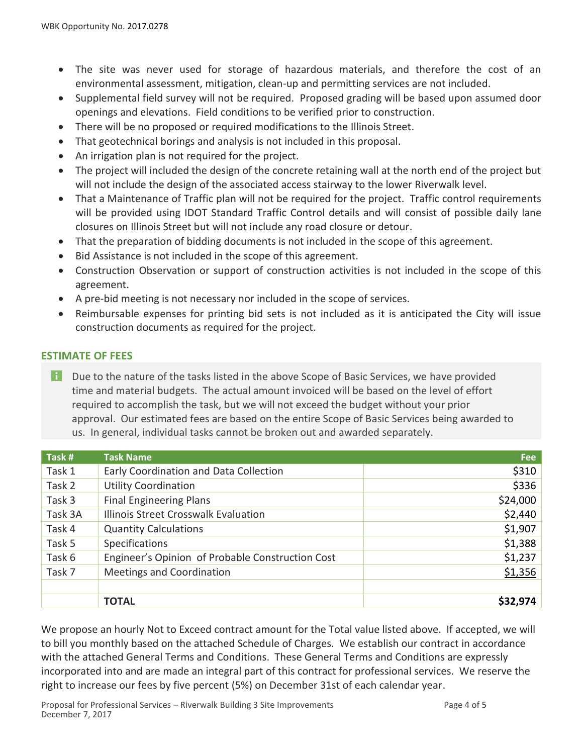- The site was never used for storage of hazardous materials, and therefore the cost of an environmental assessment, mitigation, clean-up and permitting services are not included.
- Supplemental field survey will not be required. Proposed grading will be based upon assumed door openings and elevations. Field conditions to be verified prior to construction.
- There will be no proposed or required modifications to the Illinois Street.
- That geotechnical borings and analysis is not included in this proposal.
- An irrigation plan is not required for the project.
- The project will included the design of the concrete retaining wall at the north end of the project but will not include the design of the associated access stairway to the lower Riverwalk level.
- That a Maintenance of Traffic plan will not be required for the project. Traffic control requirements will be provided using IDOT Standard Traffic Control details and will consist of possible daily lane closures on Illinois Street but will not include any road closure or detour.
- That the preparation of bidding documents is not included in the scope of this agreement.
- Bid Assistance is not included in the scope of this agreement.
- Construction Observation or support of construction activities is not included in the scope of this agreement.
- A pre-bid meeting is not necessary nor included in the scope of services.
- Reimbursable expenses for printing bid sets is not included as it is anticipated the City will issue construction documents as required for the project.

## ESTIMATE OF FEES

Due to the nature of the tasks listed in the above Scope of Basic Services, we have provided time and material budgets. The actual amount invoiced will be based on the level of effort required to accomplish the task, but we will not exceed the budget without your prior approval. Our estimated fees are based on the entire Scope of Basic Services being awarded to us. In general, individual tasks cannot be broken out and awarded separately.

| Task # | Task Name | Fee |
|---|---|---|
| Task 1 | Early Coordination and Data Collection | $310 |
| Task 2 | Utility Coordination | $336 |
| Task 3 | Final Engineering Plans | $24,000 |
| Task 3A | Illinois Street Crosswalk Evaluation | $2,440 |
| Task 4 | Quantity Calculations | $1,907 |
| Task 5 | Specifications | $1,388 |
| Task 6 | Engineer's Opinion of Probable Construction Cost | $1,237 |
| Task 7 | Meetings and Coordination | $1,356 |
| | | |
| | **TOTAL** | **$32,974** |

We propose an hourly Not to Exceed contract amount for the Total value listed above. If accepted, we will to bill you monthly based on the attached Schedule of Charges. We establish our contract in accordance with the attached General Terms and Conditions. These General Terms and Conditions are expressly incorporated into and are made an integral part of this contract for professional services. We reserve the right to increase our fees by five percent (5%) on December 31st of each calendar year.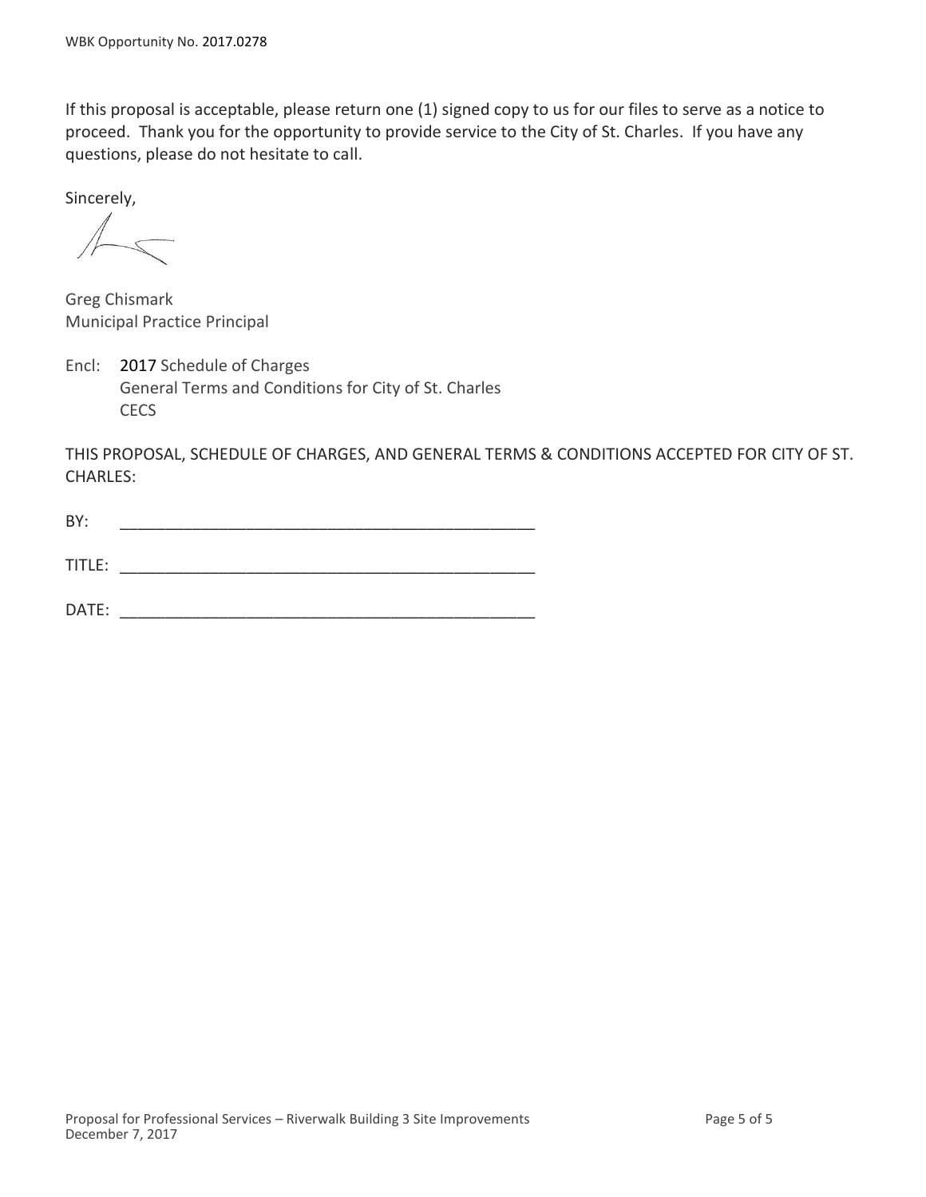If this proposal is acceptable, please return one (1) signed copy to us for our files to serve as a notice to proceed. Thank you for the opportunity to provide service to the City of St. Charles. If you have any questions, please do not hesitate to call.

Sincerely,

Greg Chismark
Municipal Practice Principal

Encl: 2017 Schedule of Charges
General Terms and Conditions for City of St. Charles
CECS

THIS PROPOSAL, SCHEDULE OF CHARGES, AND GENERAL TERMS & CONDITIONS ACCEPTED FOR CITY OF ST. CHARLES:

BY: _______________________________________________

TITLE: _______________________________________________

DATE: _______________________________________________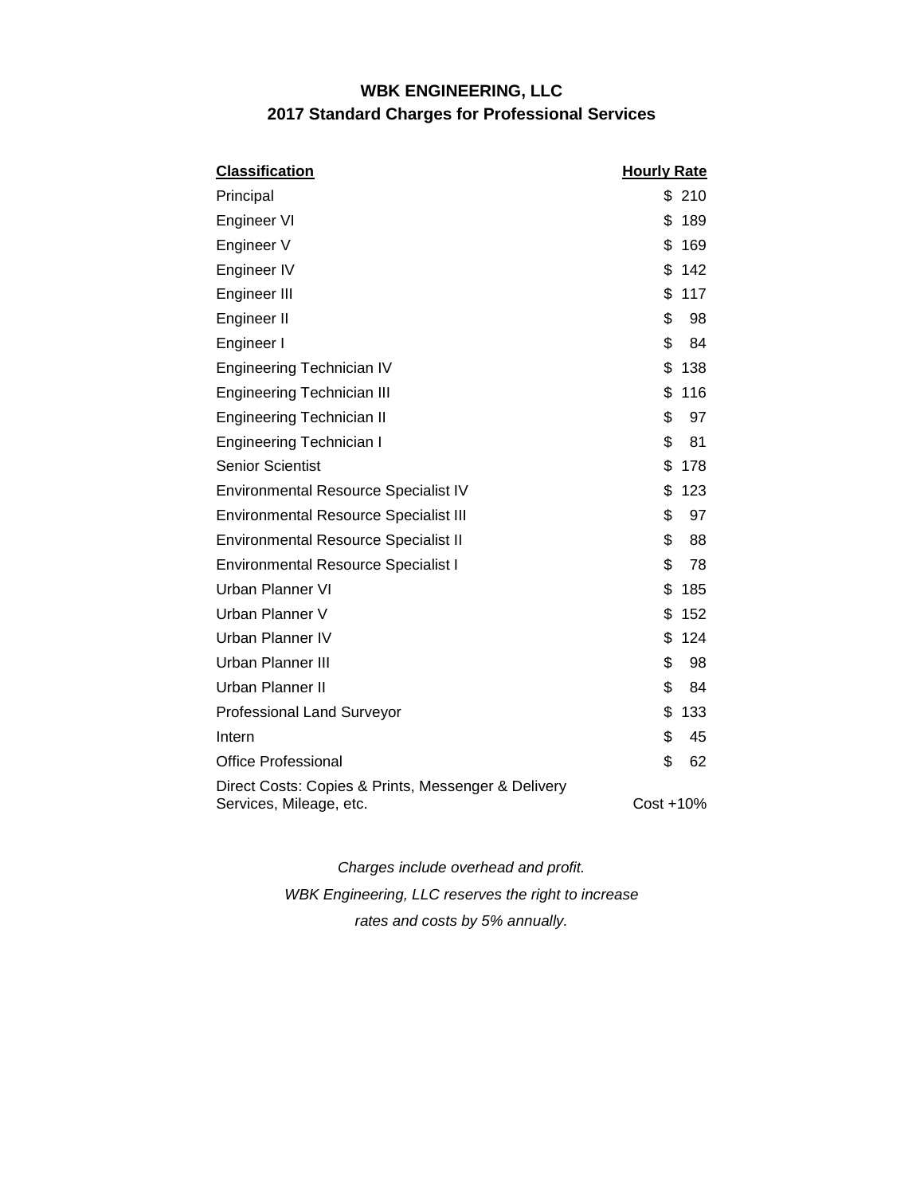# WBK ENGINEERING, LLC
## 2017 Standard Charges for Professional Services

| Classification | Hourly Rate |
|---|---|
| Principal | $ 210 |
| Engineer VI | $ 189 |
| Engineer V | $ 169 |
| Engineer IV | $ 142 |
| Engineer III | $ 117 |
| Engineer II | $ 98 |
| Engineer I | $ 84 |
| Engineering Technician IV | $ 138 |
| Engineering Technician III | $ 116 |
| Engineering Technician II | $ 97 |
| Engineering Technician I | $ 81 |
| Senior Scientist | $ 178 |
| Environmental Resource Specialist IV | $ 123 |
| Environmental Resource Specialist III | $ 97 |
| Environmental Resource Specialist II | $ 88 |
| Environmental Resource Specialist I | $ 78 |
| Urban Planner VI | $ 185 |
| Urban Planner V | $ 152 |
| Urban Planner IV | $ 124 |
| Urban Planner III | $ 98 |
| Urban Planner II | $ 84 |
| Professional Land Surveyor | $ 133 |
| Intern | $ 45 |
| Office Professional | $ 62 |
| Direct Costs: Copies & Prints, Messenger & Delivery Services, Mileage, etc. | Cost +10% |

*Charges include overhead and profit.*

*WBK Engineering, LLC reserves the right to increase rates and costs by 5% annually.*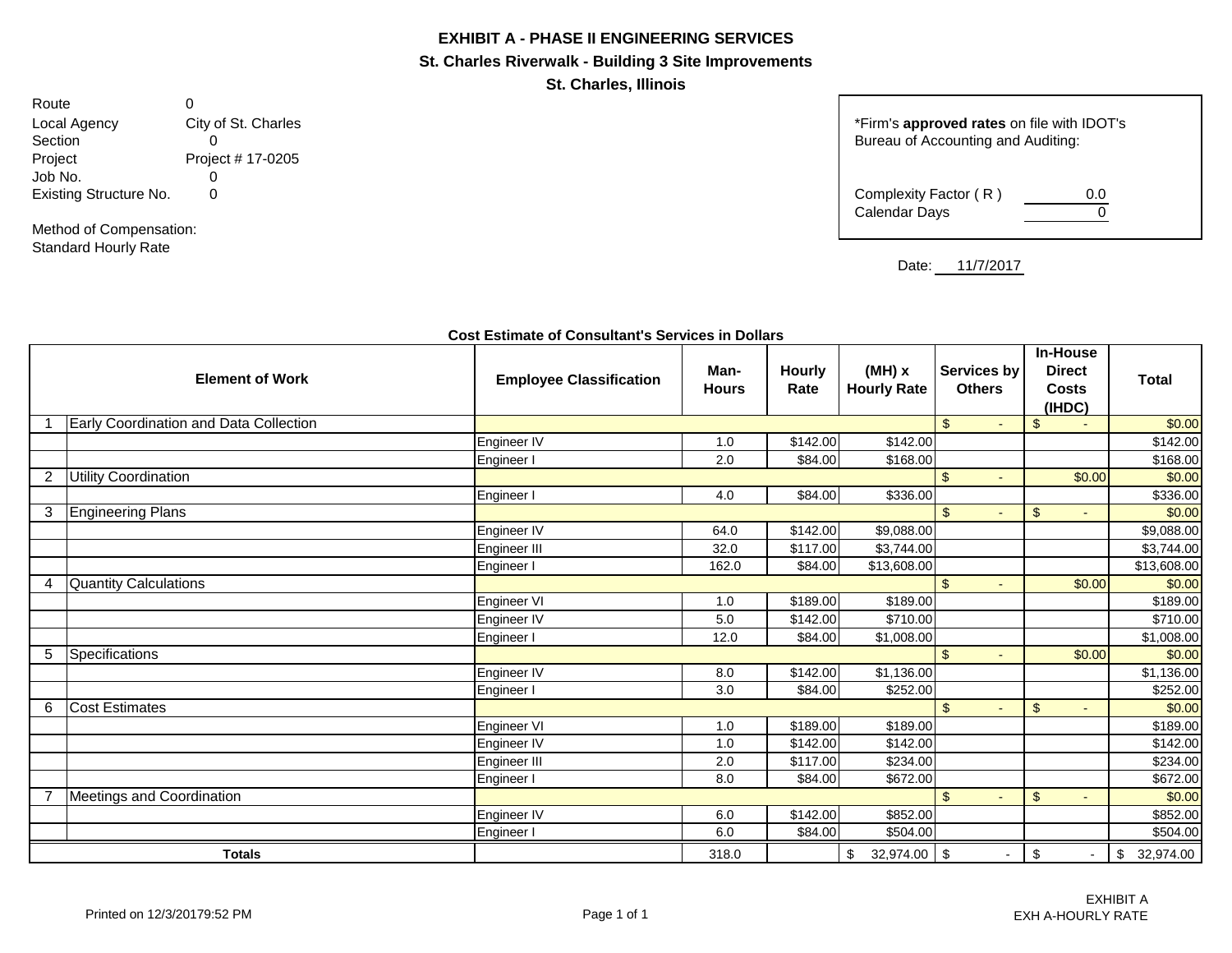# EXHIBIT A - PHASE II ENGINEERING SERVICES

## St. Charles Riverwalk - Building 3 Site Improvements

## St. Charles, Illinois

Route 0
Local Agency City of St. Charles
Section 0
Project Project # 17-0205
Job No. 0
Existing Structure No. 0

Method of Compensation:
Standard Hourly Rate

*Firm's **approved rates** on file with IDOT's Bureau of Accounting and Auditing:

Complexity Factor ( R ) 0.0
Calendar Days 0

Date: 11/7/2017

**Cost Estimate of Consultant's Services in Dollars**

| | Element of Work | Employee Classification | Man-Hours | Hourly Rate | (MH) x Hourly Rate | Services by Others | In-House Direct Costs (IHDC) | Total |
|---|---|---|---|---|---|---|---|---|
| 1 | Early Coordination and Data Collection | | | | | $ - | $ - | $0.00 |
| | | Engineer IV | 1.0 | $142.00 | $142.00 | | | $142.00 |
| | | Engineer I | 2.0 | $84.00 | $168.00 | | | $168.00 |
| 2 | Utility Coordination | | | | | $ - | $0.00 | $0.00 |
| | | Engineer I | 4.0 | $84.00 | $336.00 | | | $336.00 |
| 3 | Engineering Plans | | | | | $ - | $ - | $0.00 |
| | | Engineer IV | 64.0 | $142.00 | $9,088.00 | | | $9,088.00 |
| | | Engineer III | 32.0 | $117.00 | $3,744.00 | | | $3,744.00 |
| | | Engineer I | 162.0 | $84.00 | $13,608.00 | | | $13,608.00 |
| 4 | Quantity Calculations | | | | | $ - | $0.00 | $0.00 |
| | | Engineer VI | 1.0 | $189.00 | $189.00 | | | $189.00 |
| | | Engineer IV | 5.0 | $142.00 | $710.00 | | | $710.00 |
| | | Engineer I | 12.0 | $84.00 | $1,008.00 | | | $1,008.00 |
| 5 | Specifications | | | | | $ - | $0.00 | $0.00 |
| | | Engineer IV | 8.0 | $142.00 | $1,136.00 | | | $1,136.00 |
| | | Engineer I | 3.0 | $84.00 | $252.00 | | | $252.00 |
| 6 | Cost Estimates | | | | | $ - | $ - | $0.00 |
| | | Engineer VI | 1.0 | $189.00 | $189.00 | | | $189.00 |
| | | Engineer IV | 1.0 | $142.00 | $142.00 | | | $142.00 |
| | | Engineer III | 2.0 | $117.00 | $234.00 | | | $234.00 |
| | | Engineer I | 8.0 | $84.00 | $672.00 | | | $672.00 |
| 7 | Meetings and Coordination | | | | | $ - | $ - | $0.00 |
| | | Engineer IV | 6.0 | $142.00 | $852.00 | | | $852.00 |
| | | Engineer I | 6.0 | $84.00 | $504.00 | | | $504.00 |
| | **Totals** | | 318.0 | | $ 32,974.00 | $ - | $ - | $ 32,974.00 |

Printed on 12/3/20179:52 PM

EXHIBIT A
EXH A-HOURLY RATE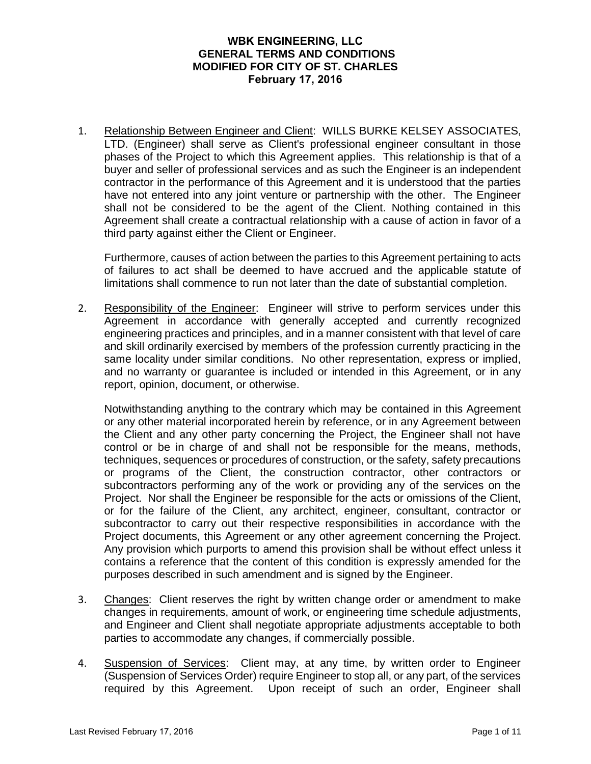**WBK ENGINEERING, LLC**
**GENERAL TERMS AND CONDITIONS**
**MODIFIED FOR CITY OF ST. CHARLES**
**February 17, 2016**

1. Relationship Between Engineer and Client: WILLS BURKE KELSEY ASSOCIATES, LTD. (Engineer) shall serve as Client's professional engineer consultant in those phases of the Project to which this Agreement applies. This relationship is that of a buyer and seller of professional services and as such the Engineer is an independent contractor in the performance of this Agreement and it is understood that the parties have not entered into any joint venture or partnership with the other. The Engineer shall not be considered to be the agent of the Client. Nothing contained in this Agreement shall create a contractual relationship with a cause of action in favor of a third party against either the Client or Engineer.

   Furthermore, causes of action between the parties to this Agreement pertaining to acts of failures to act shall be deemed to have accrued and the applicable statute of limitations shall commence to run not later than the date of substantial completion.

2. Responsibility of the Engineer: Engineer will strive to perform services under this Agreement in accordance with generally accepted and currently recognized engineering practices and principles, and in a manner consistent with that level of care and skill ordinarily exercised by members of the profession currently practicing in the same locality under similar conditions. No other representation, express or implied, and no warranty or guarantee is included or intended in this Agreement, or in any report, opinion, document, or otherwise.

   Notwithstanding anything to the contrary which may be contained in this Agreement or any other material incorporated herein by reference, or in any Agreement between the Client and any other party concerning the Project, the Engineer shall not have control or be in charge of and shall not be responsible for the means, methods, techniques, sequences or procedures of construction, or the safety, safety precautions or programs of the Client, the construction contractor, other contractors or subcontractors performing any of the work or providing any of the services on the Project. Nor shall the Engineer be responsible for the acts or omissions of the Client, or for the failure of the Client, any architect, engineer, consultant, contractor or subcontractor to carry out their respective responsibilities in accordance with the Project documents, this Agreement or any other agreement concerning the Project. Any provision which purports to amend this provision shall be without effect unless it contains a reference that the content of this condition is expressly amended for the purposes described in such amendment and is signed by the Engineer.

3. Changes: Client reserves the right by written change order or amendment to make changes in requirements, amount of work, or engineering time schedule adjustments, and Engineer and Client shall negotiate appropriate adjustments acceptable to both parties to accommodate any changes, if commercially possible.

4. Suspension of Services: Client may, at any time, by written order to Engineer (Suspension of Services Order) require Engineer to stop all, or any part, of the services required by this Agreement. Upon receipt of such an order, Engineer shall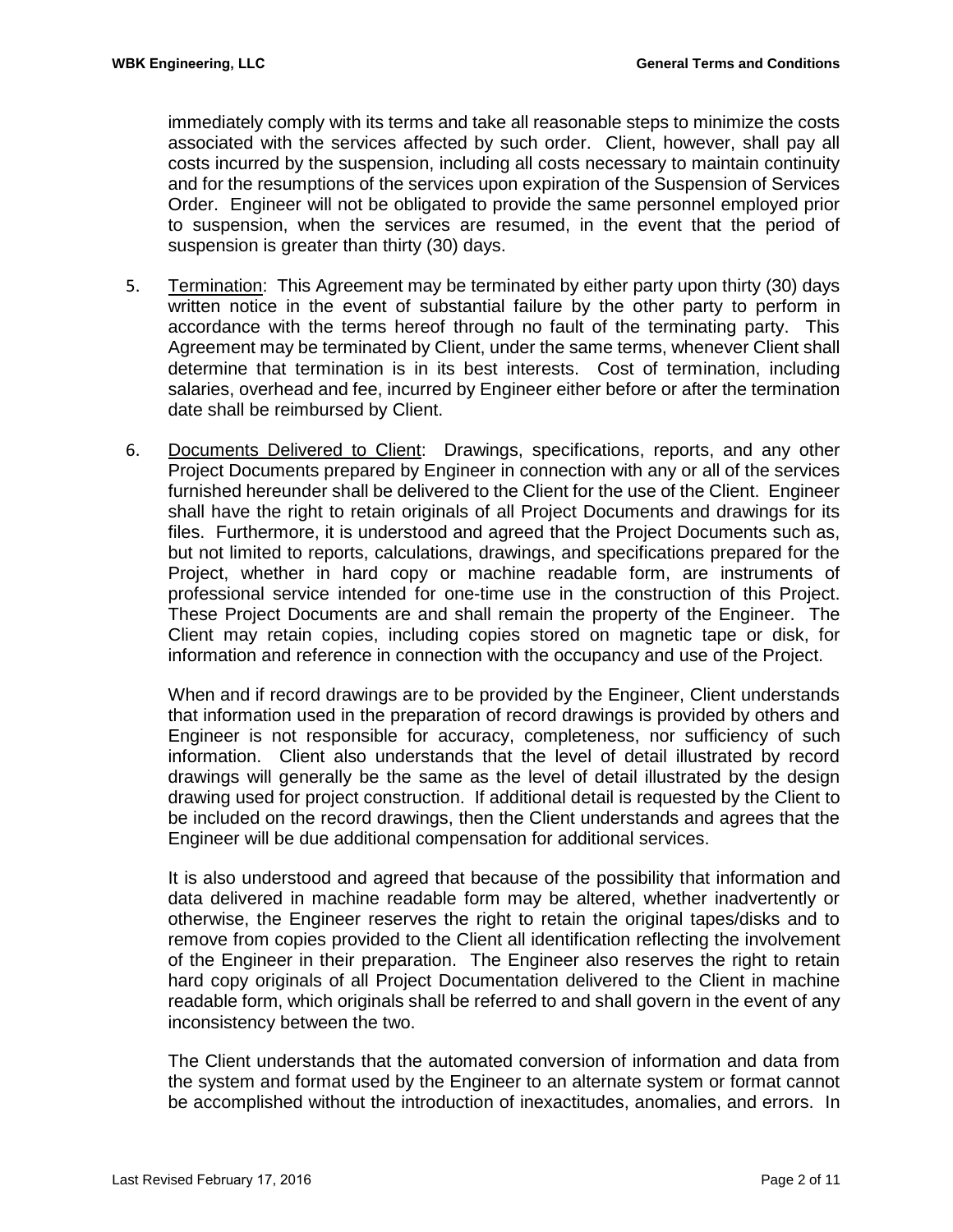immediately comply with its terms and take all reasonable steps to minimize the costs associated with the services affected by such order. Client, however, shall pay all costs incurred by the suspension, including all costs necessary to maintain continuity and for the resumptions of the services upon expiration of the Suspension of Services Order. Engineer will not be obligated to provide the same personnel employed prior to suspension, when the services are resumed, in the event that the period of suspension is greater than thirty (30) days.

5. Termination: This Agreement may be terminated by either party upon thirty (30) days written notice in the event of substantial failure by the other party to perform in accordance with the terms hereof through no fault of the terminating party. This Agreement may be terminated by Client, under the same terms, whenever Client shall determine that termination is in its best interests. Cost of termination, including salaries, overhead and fee, incurred by Engineer either before or after the termination date shall be reimbursed by Client.

6. Documents Delivered to Client: Drawings, specifications, reports, and any other Project Documents prepared by Engineer in connection with any or all of the services furnished hereunder shall be delivered to the Client for the use of the Client. Engineer shall have the right to retain originals of all Project Documents and drawings for its files. Furthermore, it is understood and agreed that the Project Documents such as, but not limited to reports, calculations, drawings, and specifications prepared for the Project, whether in hard copy or machine readable form, are instruments of professional service intended for one-time use in the construction of this Project. These Project Documents are and shall remain the property of the Engineer. The Client may retain copies, including copies stored on magnetic tape or disk, for information and reference in connection with the occupancy and use of the Project.

   When and if record drawings are to be provided by the Engineer, Client understands that information used in the preparation of record drawings is provided by others and Engineer is not responsible for accuracy, completeness, nor sufficiency of such information. Client also understands that the level of detail illustrated by record drawings will generally be the same as the level of detail illustrated by the design drawing used for project construction. If additional detail is requested by the Client to be included on the record drawings, then the Client understands and agrees that the Engineer will be due additional compensation for additional services.

   It is also understood and agreed that because of the possibility that information and data delivered in machine readable form may be altered, whether inadvertently or otherwise, the Engineer reserves the right to retain the original tapes/disks and to remove from copies provided to the Client all identification reflecting the involvement of the Engineer in their preparation. The Engineer also reserves the right to retain hard copy originals of all Project Documentation delivered to the Client in machine readable form, which originals shall be referred to and shall govern in the event of any inconsistency between the two.

   The Client understands that the automated conversion of information and data from the system and format used by the Engineer to an alternate system or format cannot be accomplished without the introduction of inexactitudes, anomalies, and errors. In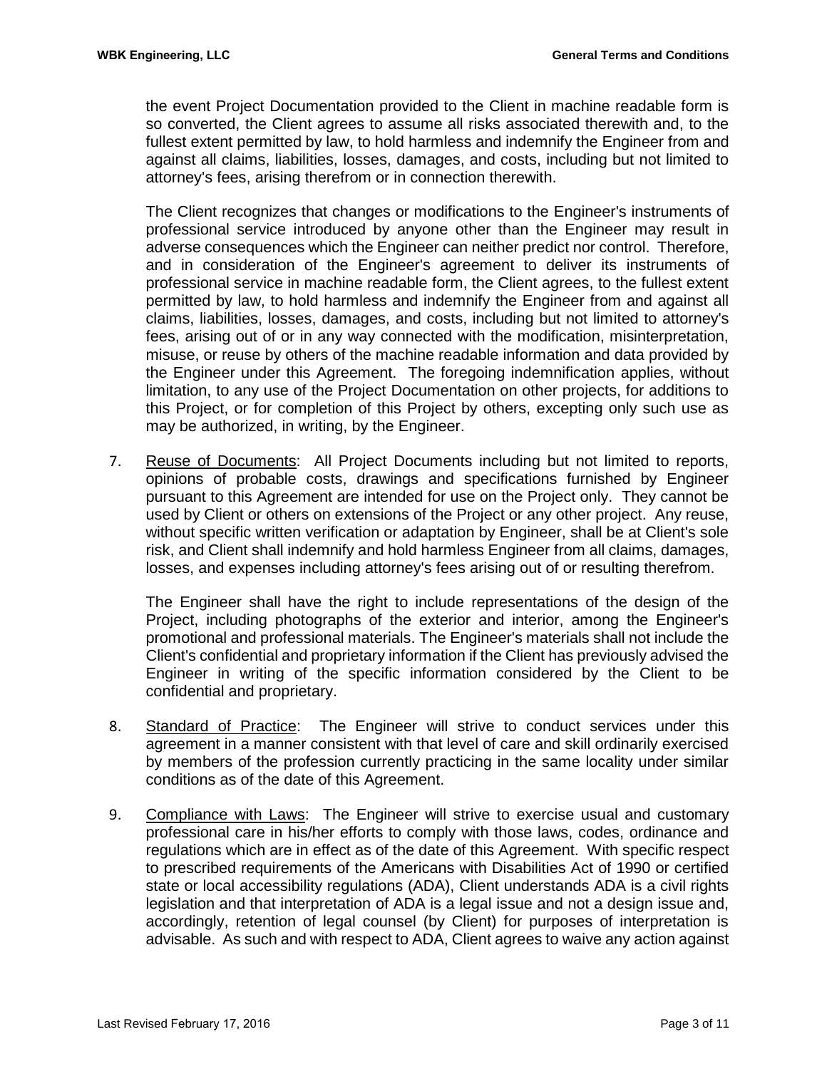the event Project Documentation provided to the Client in machine readable form is so converted, the Client agrees to assume all risks associated therewith and, to the fullest extent permitted by law, to hold harmless and indemnify the Engineer from and against all claims, liabilities, losses, damages, and costs, including but not limited to attorney's fees, arising therefrom or in connection therewith.

The Client recognizes that changes or modifications to the Engineer's instruments of professional service introduced by anyone other than the Engineer may result in adverse consequences which the Engineer can neither predict nor control. Therefore, and in consideration of the Engineer's agreement to deliver its instruments of professional service in machine readable form, the Client agrees, to the fullest extent permitted by law, to hold harmless and indemnify the Engineer from and against all claims, liabilities, losses, damages, and costs, including but not limited to attorney's fees, arising out of or in any way connected with the modification, misinterpretation, misuse, or reuse by others of the machine readable information and data provided by the Engineer under this Agreement. The foregoing indemnification applies, without limitation, to any use of the Project Documentation on other projects, for additions to this Project, or for completion of this Project by others, excepting only such use as may be authorized, in writing, by the Engineer.

7. Reuse of Documents: All Project Documents including but not limited to reports, opinions of probable costs, drawings and specifications furnished by Engineer pursuant to this Agreement are intended for use on the Project only. They cannot be used by Client or others on extensions of the Project or any other project. Any reuse, without specific written verification or adaptation by Engineer, shall be at Client's sole risk, and Client shall indemnify and hold harmless Engineer from all claims, damages, losses, and expenses including attorney's fees arising out of or resulting therefrom.

   The Engineer shall have the right to include representations of the design of the Project, including photographs of the exterior and interior, among the Engineer's promotional and professional materials. The Engineer's materials shall not include the Client's confidential and proprietary information if the Client has previously advised the Engineer in writing of the specific information considered by the Client to be confidential and proprietary.

8. Standard of Practice: The Engineer will strive to conduct services under this agreement in a manner consistent with that level of care and skill ordinarily exercised by members of the profession currently practicing in the same locality under similar conditions as of the date of this Agreement.

9. Compliance with Laws: The Engineer will strive to exercise usual and customary professional care in his/her efforts to comply with those laws, codes, ordinance and regulations which are in effect as of the date of this Agreement. With specific respect to prescribed requirements of the Americans with Disabilities Act of 1990 or certified state or local accessibility regulations (ADA), Client understands ADA is a civil rights legislation and that interpretation of ADA is a legal issue and not a design issue and, accordingly, retention of legal counsel (by Client) for purposes of interpretation is advisable. As such and with respect to ADA, Client agrees to waive any action against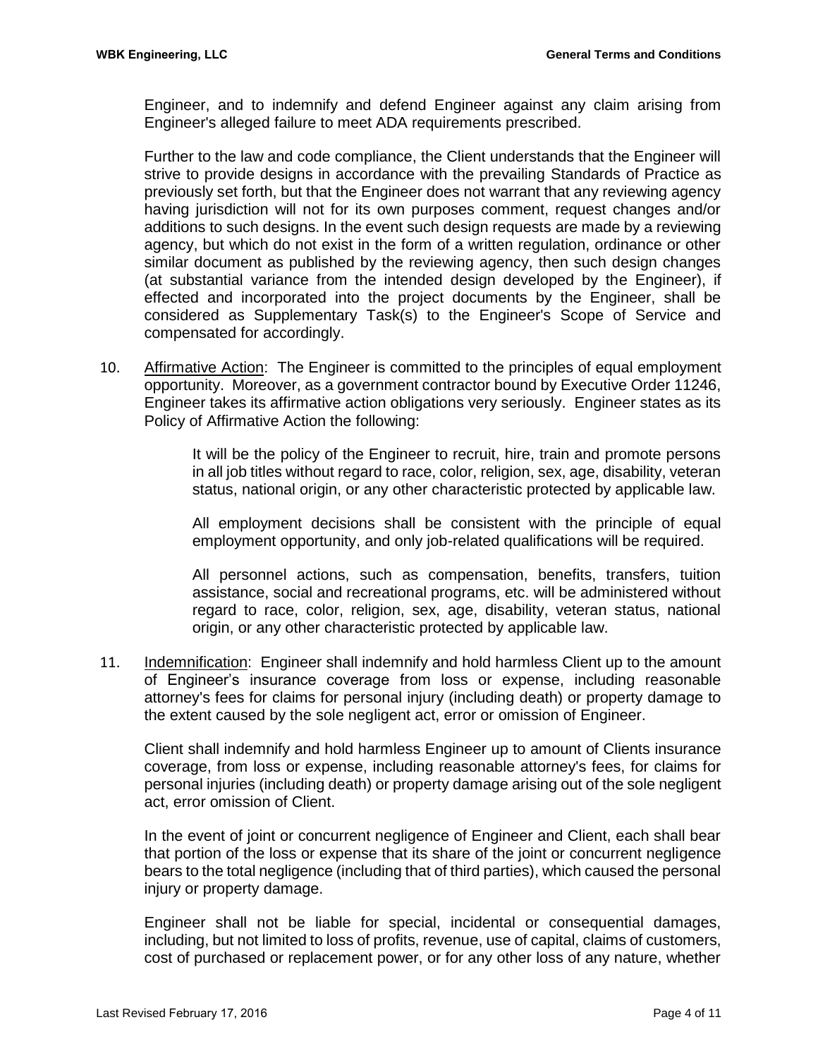Engineer, and to indemnify and defend Engineer against any claim arising from Engineer's alleged failure to meet ADA requirements prescribed.

Further to the law and code compliance, the Client understands that the Engineer will strive to provide designs in accordance with the prevailing Standards of Practice as previously set forth, but that the Engineer does not warrant that any reviewing agency having jurisdiction will not for its own purposes comment, request changes and/or additions to such designs. In the event such design requests are made by a reviewing agency, but which do not exist in the form of a written regulation, ordinance or other similar document as published by the reviewing agency, then such design changes (at substantial variance from the intended design developed by the Engineer), if effected and incorporated into the project documents by the Engineer, shall be considered as Supplementary Task(s) to the Engineer's Scope of Service and compensated for accordingly.

10. <u>Affirmative Action</u>: The Engineer is committed to the principles of equal employment opportunity. Moreover, as a government contractor bound by Executive Order 11246, Engineer takes its affirmative action obligations very seriously. Engineer states as its Policy of Affirmative Action the following:

    It will be the policy of the Engineer to recruit, hire, train and promote persons in all job titles without regard to race, color, religion, sex, age, disability, veteran status, national origin, or any other characteristic protected by applicable law.

    All employment decisions shall be consistent with the principle of equal employment opportunity, and only job-related qualifications will be required.

    All personnel actions, such as compensation, benefits, transfers, tuition assistance, social and recreational programs, etc. will be administered without regard to race, color, religion, sex, age, disability, veteran status, national origin, or any other characteristic protected by applicable law.

11. <u>Indemnification</u>: Engineer shall indemnify and hold harmless Client up to the amount of Engineer's insurance coverage from loss or expense, including reasonable attorney's fees for claims for personal injury (including death) or property damage to the extent caused by the sole negligent act, error or omission of Engineer.

    Client shall indemnify and hold harmless Engineer up to amount of Clients insurance coverage, from loss or expense, including reasonable attorney's fees, for claims for personal injuries (including death) or property damage arising out of the sole negligent act, error omission of Client.

    In the event of joint or concurrent negligence of Engineer and Client, each shall bear that portion of the loss or expense that its share of the joint or concurrent negligence bears to the total negligence (including that of third parties), which caused the personal injury or property damage.

    Engineer shall not be liable for special, incidental or consequential damages, including, but not limited to loss of profits, revenue, use of capital, claims of customers, cost of purchased or replacement power, or for any other loss of any nature, whether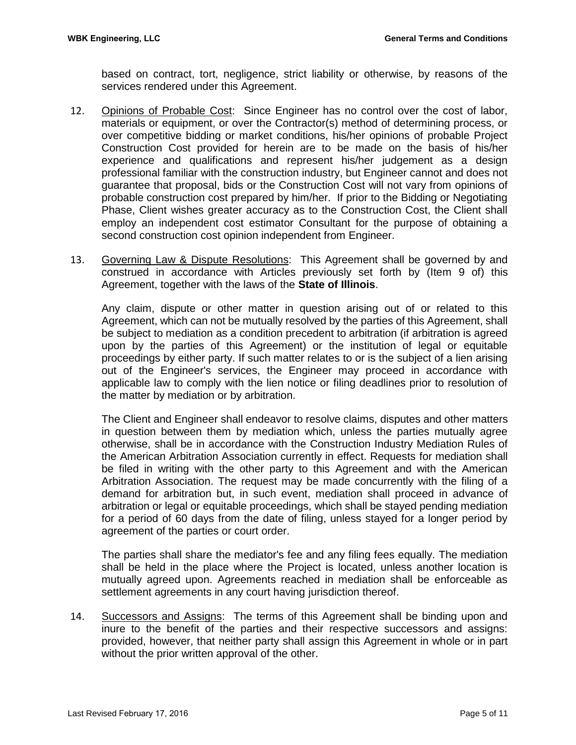based on contract, tort, negligence, strict liability or otherwise, by reasons of the services rendered under this Agreement.

12. Opinions of Probable Cost: Since Engineer has no control over the cost of labor, materials or equipment, or over the Contractor(s) method of determining process, or over competitive bidding or market conditions, his/her opinions of probable Project Construction Cost provided for herein are to be made on the basis of his/her experience and qualifications and represent his/her judgement as a design professional familiar with the construction industry, but Engineer cannot and does not guarantee that proposal, bids or the Construction Cost will not vary from opinions of probable construction cost prepared by him/her. If prior to the Bidding or Negotiating Phase, Client wishes greater accuracy as to the Construction Cost, the Client shall employ an independent cost estimator Consultant for the purpose of obtaining a second construction cost opinion independent from Engineer.

13. Governing Law & Dispute Resolutions: This Agreement shall be governed by and construed in accordance with Articles previously set forth by (Item 9 of) this Agreement, together with the laws of the **State of Illinois**.

    Any claim, dispute or other matter in question arising out of or related to this Agreement, which can not be mutually resolved by the parties of this Agreement, shall be subject to mediation as a condition precedent to arbitration (if arbitration is agreed upon by the parties of this Agreement) or the institution of legal or equitable proceedings by either party. If such matter relates to or is the subject of a lien arising out of the Engineer's services, the Engineer may proceed in accordance with applicable law to comply with the lien notice or filing deadlines prior to resolution of the matter by mediation or by arbitration.

    The Client and Engineer shall endeavor to resolve claims, disputes and other matters in question between them by mediation which, unless the parties mutually agree otherwise, shall be in accordance with the Construction Industry Mediation Rules of the American Arbitration Association currently in effect. Requests for mediation shall be filed in writing with the other party to this Agreement and with the American Arbitration Association. The request may be made concurrently with the filing of a demand for arbitration but, in such event, mediation shall proceed in advance of arbitration or legal or equitable proceedings, which shall be stayed pending mediation for a period of 60 days from the date of filing, unless stayed for a longer period by agreement of the parties or court order.

    The parties shall share the mediator's fee and any filing fees equally. The mediation shall be held in the place where the Project is located, unless another location is mutually agreed upon. Agreements reached in mediation shall be enforceable as settlement agreements in any court having jurisdiction thereof.

14. Successors and Assigns: The terms of this Agreement shall be binding upon and inure to the benefit of the parties and their respective successors and assigns: provided, however, that neither party shall assign this Agreement in whole or in part without the prior written approval of the other.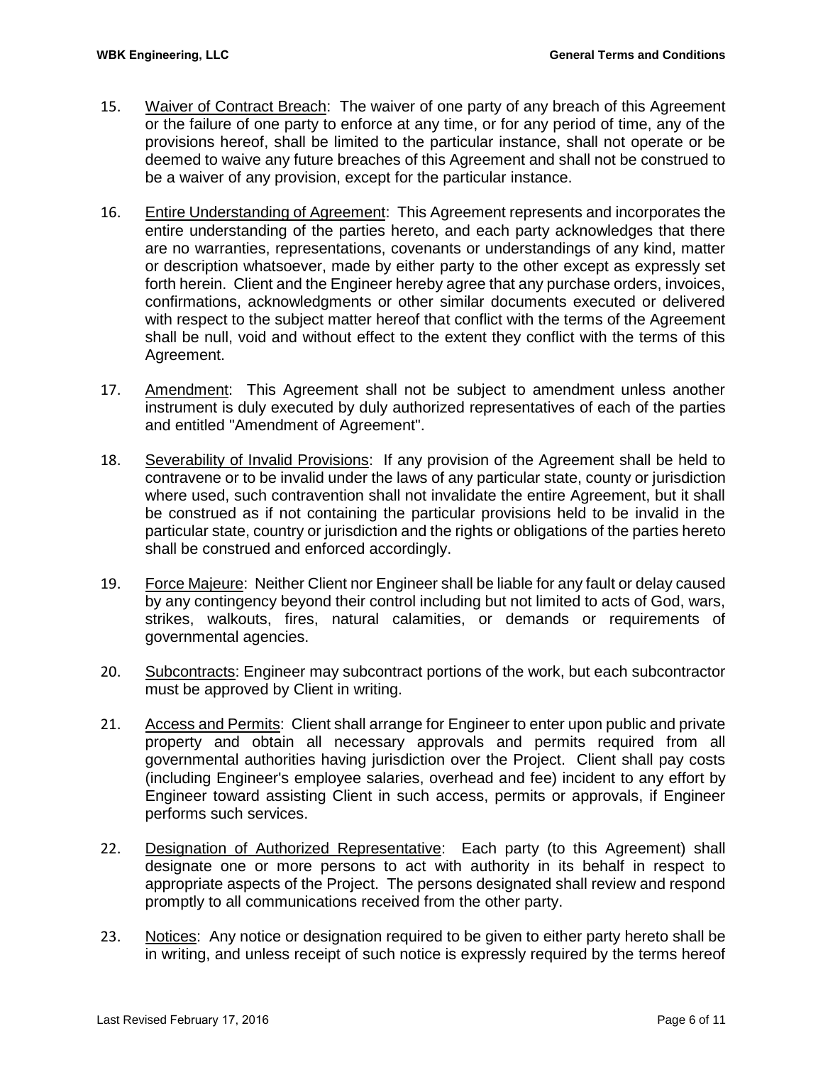15. Waiver of Contract Breach: The waiver of one party of any breach of this Agreement or the failure of one party to enforce at any time, or for any period of time, any of the provisions hereof, shall be limited to the particular instance, shall not operate or be deemed to waive any future breaches of this Agreement and shall not be construed to be a waiver of any provision, except for the particular instance.

16. Entire Understanding of Agreement: This Agreement represents and incorporates the entire understanding of the parties hereto, and each party acknowledges that there are no warranties, representations, covenants or understandings of any kind, matter or description whatsoever, made by either party to the other except as expressly set forth herein. Client and the Engineer hereby agree that any purchase orders, invoices, confirmations, acknowledgments or other similar documents executed or delivered with respect to the subject matter hereof that conflict with the terms of the Agreement shall be null, void and without effect to the extent they conflict with the terms of this Agreement.

17. Amendment: This Agreement shall not be subject to amendment unless another instrument is duly executed by duly authorized representatives of each of the parties and entitled "Amendment of Agreement".

18. Severability of Invalid Provisions: If any provision of the Agreement shall be held to contravene or to be invalid under the laws of any particular state, county or jurisdiction where used, such contravention shall not invalidate the entire Agreement, but it shall be construed as if not containing the particular provisions held to be invalid in the particular state, country or jurisdiction and the rights or obligations of the parties hereto shall be construed and enforced accordingly.

19. Force Majeure: Neither Client nor Engineer shall be liable for any fault or delay caused by any contingency beyond their control including but not limited to acts of God, wars, strikes, walkouts, fires, natural calamities, or demands or requirements of governmental agencies.

20. Subcontracts: Engineer may subcontract portions of the work, but each subcontractor must be approved by Client in writing.

21. Access and Permits: Client shall arrange for Engineer to enter upon public and private property and obtain all necessary approvals and permits required from all governmental authorities having jurisdiction over the Project. Client shall pay costs (including Engineer's employee salaries, overhead and fee) incident to any effort by Engineer toward assisting Client in such access, permits or approvals, if Engineer performs such services.

22. Designation of Authorized Representative: Each party (to this Agreement) shall designate one or more persons to act with authority in its behalf in respect to appropriate aspects of the Project. The persons designated shall review and respond promptly to all communications received from the other party.

23. Notices: Any notice or designation required to be given to either party hereto shall be in writing, and unless receipt of such notice is expressly required by the terms hereof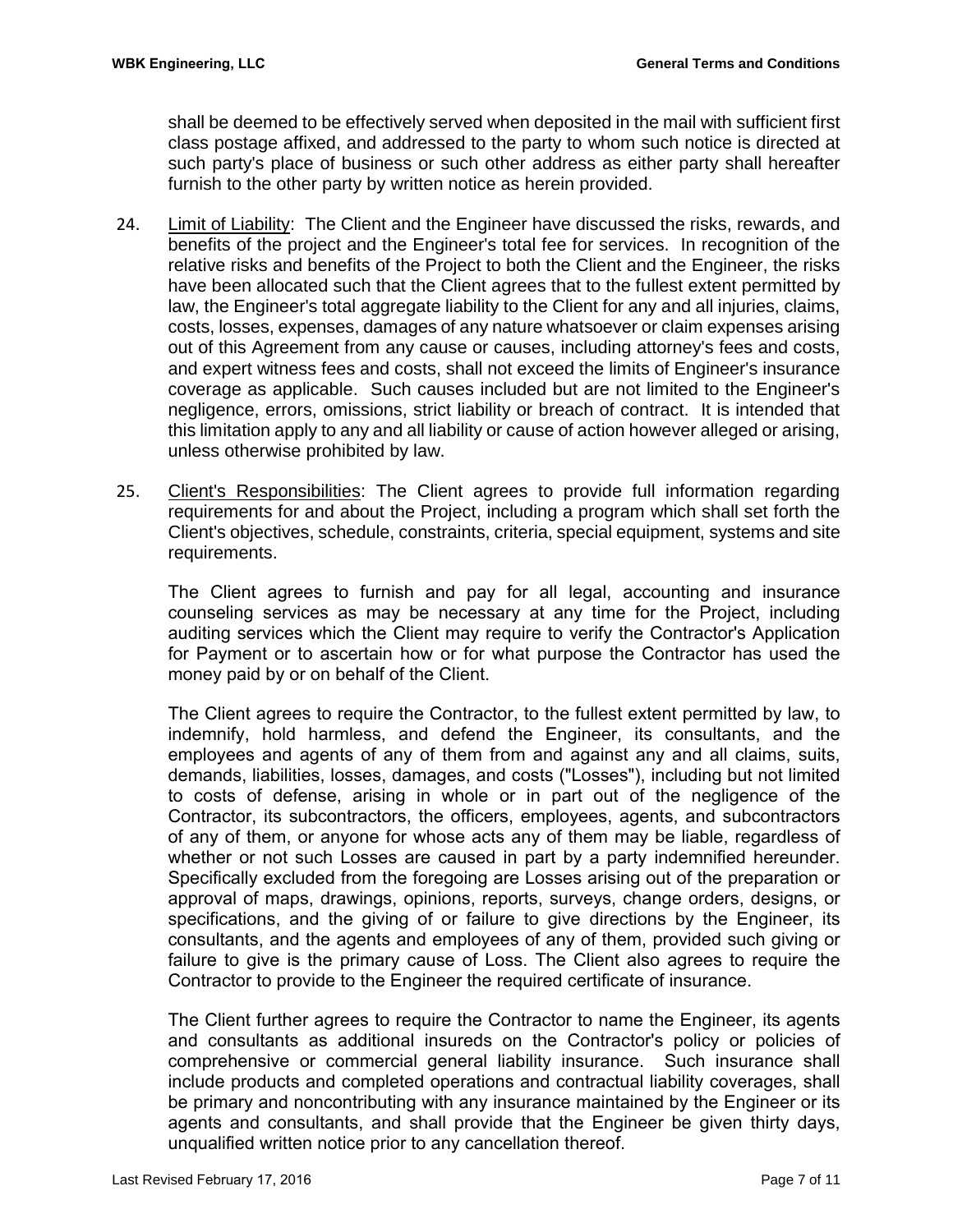shall be deemed to be effectively served when deposited in the mail with sufficient first class postage affixed, and addressed to the party to whom such notice is directed at such party's place of business or such other address as either party shall hereafter furnish to the other party by written notice as herein provided.

24. Limit of Liability: The Client and the Engineer have discussed the risks, rewards, and benefits of the project and the Engineer's total fee for services. In recognition of the relative risks and benefits of the Project to both the Client and the Engineer, the risks have been allocated such that the Client agrees that to the fullest extent permitted by law, the Engineer's total aggregate liability to the Client for any and all injuries, claims, costs, losses, expenses, damages of any nature whatsoever or claim expenses arising out of this Agreement from any cause or causes, including attorney's fees and costs, and expert witness fees and costs, shall not exceed the limits of Engineer's insurance coverage as applicable. Such causes included but are not limited to the Engineer's negligence, errors, omissions, strict liability or breach of contract. It is intended that this limitation apply to any and all liability or cause of action however alleged or arising, unless otherwise prohibited by law.

25. Client's Responsibilities: The Client agrees to provide full information regarding requirements for and about the Project, including a program which shall set forth the Client's objectives, schedule, constraints, criteria, special equipment, systems and site requirements.

    The Client agrees to furnish and pay for all legal, accounting and insurance counseling services as may be necessary at any time for the Project, including auditing services which the Client may require to verify the Contractor's Application for Payment or to ascertain how or for what purpose the Contractor has used the money paid by or on behalf of the Client.

    The Client agrees to require the Contractor, to the fullest extent permitted by law, to indemnify, hold harmless, and defend the Engineer, its consultants, and the employees and agents of any of them from and against any and all claims, suits, demands, liabilities, losses, damages, and costs ("Losses"), including but not limited to costs of defense, arising in whole or in part out of the negligence of the Contractor, its subcontractors, the officers, employees, agents, and subcontractors of any of them, or anyone for whose acts any of them may be liable, regardless of whether or not such Losses are caused in part by a party indemnified hereunder. Specifically excluded from the foregoing are Losses arising out of the preparation or approval of maps, drawings, opinions, reports, surveys, change orders, designs, or specifications, and the giving of or failure to give directions by the Engineer, its consultants, and the agents and employees of any of them, provided such giving or failure to give is the primary cause of Loss. The Client also agrees to require the Contractor to provide to the Engineer the required certificate of insurance.

    The Client further agrees to require the Contractor to name the Engineer, its agents and consultants as additional insureds on the Contractor's policy or policies of comprehensive or commercial general liability insurance. Such insurance shall include products and completed operations and contractual liability coverages, shall be primary and noncontributing with any insurance maintained by the Engineer or its agents and consultants, and shall provide that the Engineer be given thirty days, unqualified written notice prior to any cancellation thereof.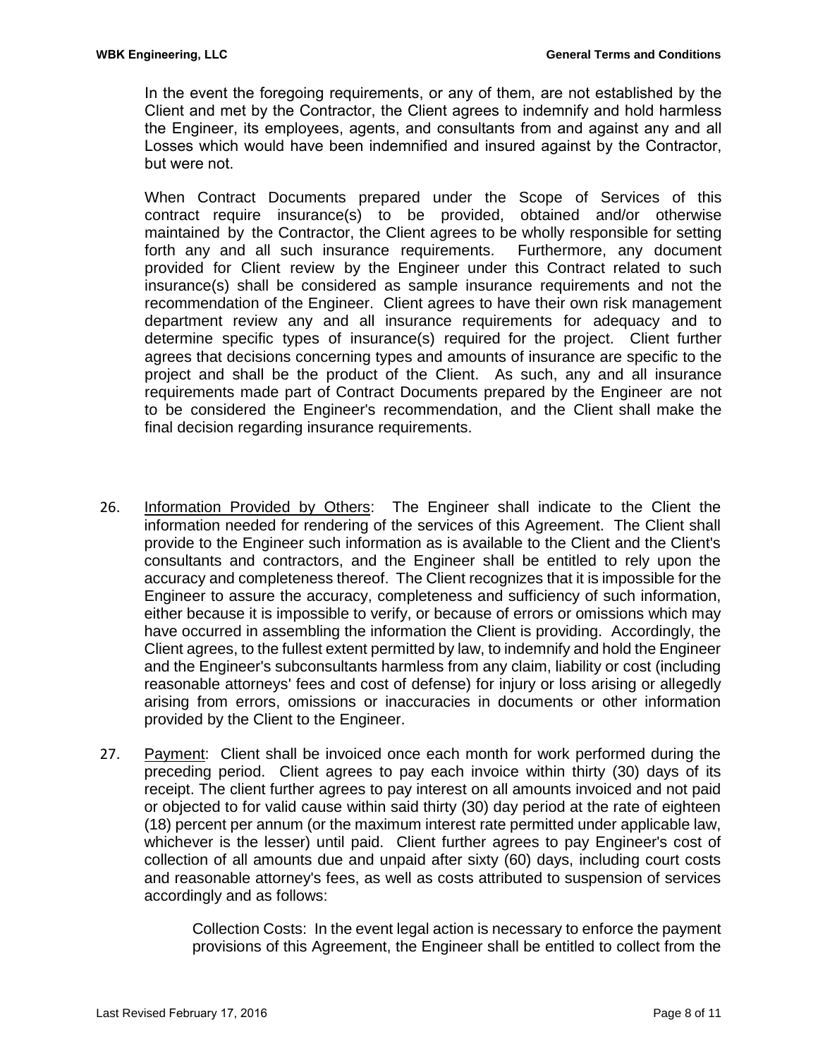In the event the foregoing requirements, or any of them, are not established by the Client and met by the Contractor, the Client agrees to indemnify and hold harmless the Engineer, its employees, agents, and consultants from and against any and all Losses which would have been indemnified and insured against by the Contractor, but were not.

When Contract Documents prepared under the Scope of Services of this contract require insurance(s) to be provided, obtained and/or otherwise maintained by the Contractor, the Client agrees to be wholly responsible for setting forth any and all such insurance requirements. Furthermore, any document provided for Client review by the Engineer under this Contract related to such insurance(s) shall be considered as sample insurance requirements and not the recommendation of the Engineer. Client agrees to have their own risk management department review any and all insurance requirements for adequacy and to determine specific types of insurance(s) required for the project. Client further agrees that decisions concerning types and amounts of insurance are specific to the project and shall be the product of the Client. As such, any and all insurance requirements made part of Contract Documents prepared by the Engineer are not to be considered the Engineer's recommendation, and the Client shall make the final decision regarding insurance requirements.

26. Information Provided by Others: The Engineer shall indicate to the Client the information needed for rendering of the services of this Agreement. The Client shall provide to the Engineer such information as is available to the Client and the Client's consultants and contractors, and the Engineer shall be entitled to rely upon the accuracy and completeness thereof. The Client recognizes that it is impossible for the Engineer to assure the accuracy, completeness and sufficiency of such information, either because it is impossible to verify, or because of errors or omissions which may have occurred in assembling the information the Client is providing. Accordingly, the Client agrees, to the fullest extent permitted by law, to indemnify and hold the Engineer and the Engineer's subconsultants harmless from any claim, liability or cost (including reasonable attorneys' fees and cost of defense) for injury or loss arising or allegedly arising from errors, omissions or inaccuracies in documents or other information provided by the Client to the Engineer.

27. Payment: Client shall be invoiced once each month for work performed during the preceding period. Client agrees to pay each invoice within thirty (30) days of its receipt. The client further agrees to pay interest on all amounts invoiced and not paid or objected to for valid cause within said thirty (30) day period at the rate of eighteen (18) percent per annum (or the maximum interest rate permitted under applicable law, whichever is the lesser) until paid. Client further agrees to pay Engineer's cost of collection of all amounts due and unpaid after sixty (60) days, including court costs and reasonable attorney's fees, as well as costs attributed to suspension of services accordingly and as follows:

Collection Costs: In the event legal action is necessary to enforce the payment provisions of this Agreement, the Engineer shall be entitled to collect from the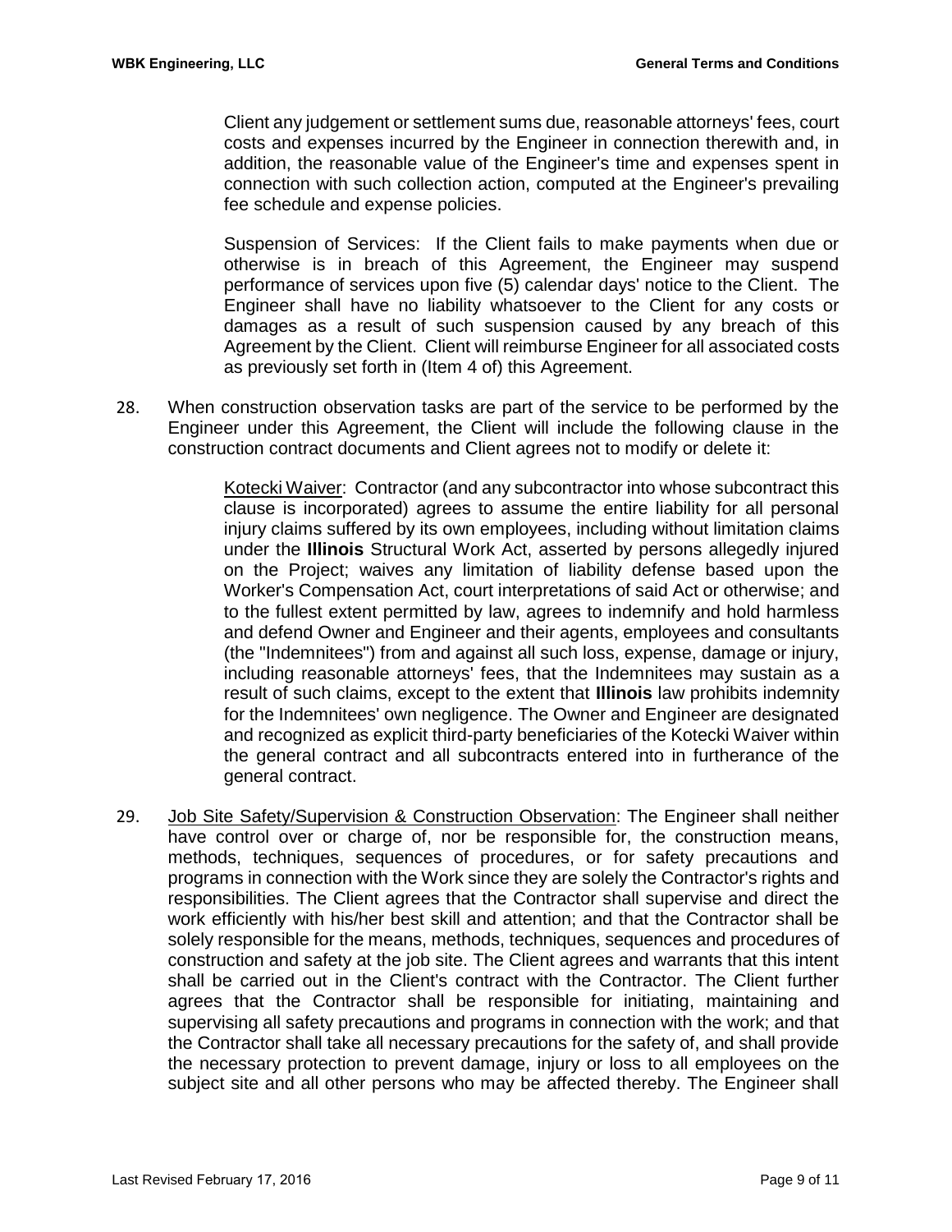Client any judgement or settlement sums due, reasonable attorneys' fees, court costs and expenses incurred by the Engineer in connection therewith and, in addition, the reasonable value of the Engineer's time and expenses spent in connection with such collection action, computed at the Engineer's prevailing fee schedule and expense policies.

Suspension of Services: If the Client fails to make payments when due or otherwise is in breach of this Agreement, the Engineer may suspend performance of services upon five (5) calendar days' notice to the Client. The Engineer shall have no liability whatsoever to the Client for any costs or damages as a result of such suspension caused by any breach of this Agreement by the Client. Client will reimburse Engineer for all associated costs as previously set forth in (Item 4 of) this Agreement.

28. When construction observation tasks are part of the service to be performed by the Engineer under this Agreement, the Client will include the following clause in the construction contract documents and Client agrees not to modify or delete it:

    Kotecki Waiver: Contractor (and any subcontractor into whose subcontract this clause is incorporated) agrees to assume the entire liability for all personal injury claims suffered by its own employees, including without limitation claims under the **Illinois** Structural Work Act, asserted by persons allegedly injured on the Project; waives any limitation of liability defense based upon the Worker's Compensation Act, court interpretations of said Act or otherwise; and to the fullest extent permitted by law, agrees to indemnify and hold harmless and defend Owner and Engineer and their agents, employees and consultants (the "Indemnitees") from and against all such loss, expense, damage or injury, including reasonable attorneys' fees, that the Indemnitees may sustain as a result of such claims, except to the extent that **Illinois** law prohibits indemnity for the Indemnitees' own negligence. The Owner and Engineer are designated and recognized as explicit third-party beneficiaries of the Kotecki Waiver within the general contract and all subcontracts entered into in furtherance of the general contract.

29. Job Site Safety/Supervision & Construction Observation: The Engineer shall neither have control over or charge of, nor be responsible for, the construction means, methods, techniques, sequences of procedures, or for safety precautions and programs in connection with the Work since they are solely the Contractor's rights and responsibilities. The Client agrees that the Contractor shall supervise and direct the work efficiently with his/her best skill and attention; and that the Contractor shall be solely responsible for the means, methods, techniques, sequences and procedures of construction and safety at the job site. The Client agrees and warrants that this intent shall be carried out in the Client's contract with the Contractor. The Client further agrees that the Contractor shall be responsible for initiating, maintaining and supervising all safety precautions and programs in connection with the work; and that the Contractor shall take all necessary precautions for the safety of, and shall provide the necessary protection to prevent damage, injury or loss to all employees on the subject site and all other persons who may be affected thereby. The Engineer shall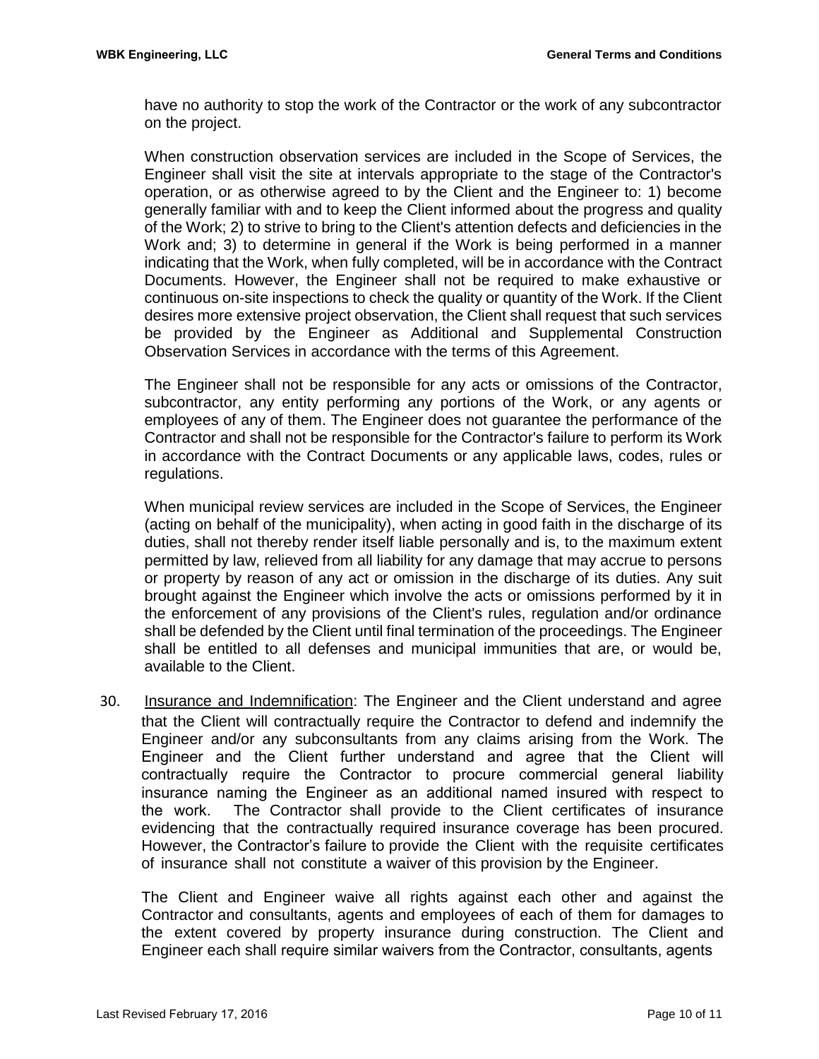have no authority to stop the work of the Contractor or the work of any subcontractor on the project.

When construction observation services are included in the Scope of Services, the Engineer shall visit the site at intervals appropriate to the stage of the Contractor's operation, or as otherwise agreed to by the Client and the Engineer to: 1) become generally familiar with and to keep the Client informed about the progress and quality of the Work; 2) to strive to bring to the Client's attention defects and deficiencies in the Work and; 3) to determine in general if the Work is being performed in a manner indicating that the Work, when fully completed, will be in accordance with the Contract Documents. However, the Engineer shall not be required to make exhaustive or continuous on-site inspections to check the quality or quantity of the Work. If the Client desires more extensive project observation, the Client shall request that such services be provided by the Engineer as Additional and Supplemental Construction Observation Services in accordance with the terms of this Agreement.

The Engineer shall not be responsible for any acts or omissions of the Contractor, subcontractor, any entity performing any portions of the Work, or any agents or employees of any of them. The Engineer does not guarantee the performance of the Contractor and shall not be responsible for the Contractor's failure to perform its Work in accordance with the Contract Documents or any applicable laws, codes, rules or regulations.

When municipal review services are included in the Scope of Services, the Engineer (acting on behalf of the municipality), when acting in good faith in the discharge of its duties, shall not thereby render itself liable personally and is, to the maximum extent permitted by law, relieved from all liability for any damage that may accrue to persons or property by reason of any act or omission in the discharge of its duties. Any suit brought against the Engineer which involve the acts or omissions performed by it in the enforcement of any provisions of the Client's rules, regulation and/or ordinance shall be defended by the Client until final termination of the proceedings. The Engineer shall be entitled to all defenses and municipal immunities that are, or would be, available to the Client.

30. Insurance and Indemnification: The Engineer and the Client understand and agree that the Client will contractually require the Contractor to defend and indemnify the Engineer and/or any subconsultants from any claims arising from the Work. The Engineer and the Client further understand and agree that the Client will contractually require the Contractor to procure commercial general liability insurance naming the Engineer as an additional named insured with respect to the work. The Contractor shall provide to the Client certificates of insurance evidencing that the contractually required insurance coverage has been procured. However, the Contractor's failure to provide the Client with the requisite certificates of insurance shall not constitute a waiver of this provision by the Engineer.

The Client and Engineer waive all rights against each other and against the Contractor and consultants, agents and employees of each of them for damages to the extent covered by property insurance during construction. The Client and Engineer each shall require similar waivers from the Contractor, consultants, agents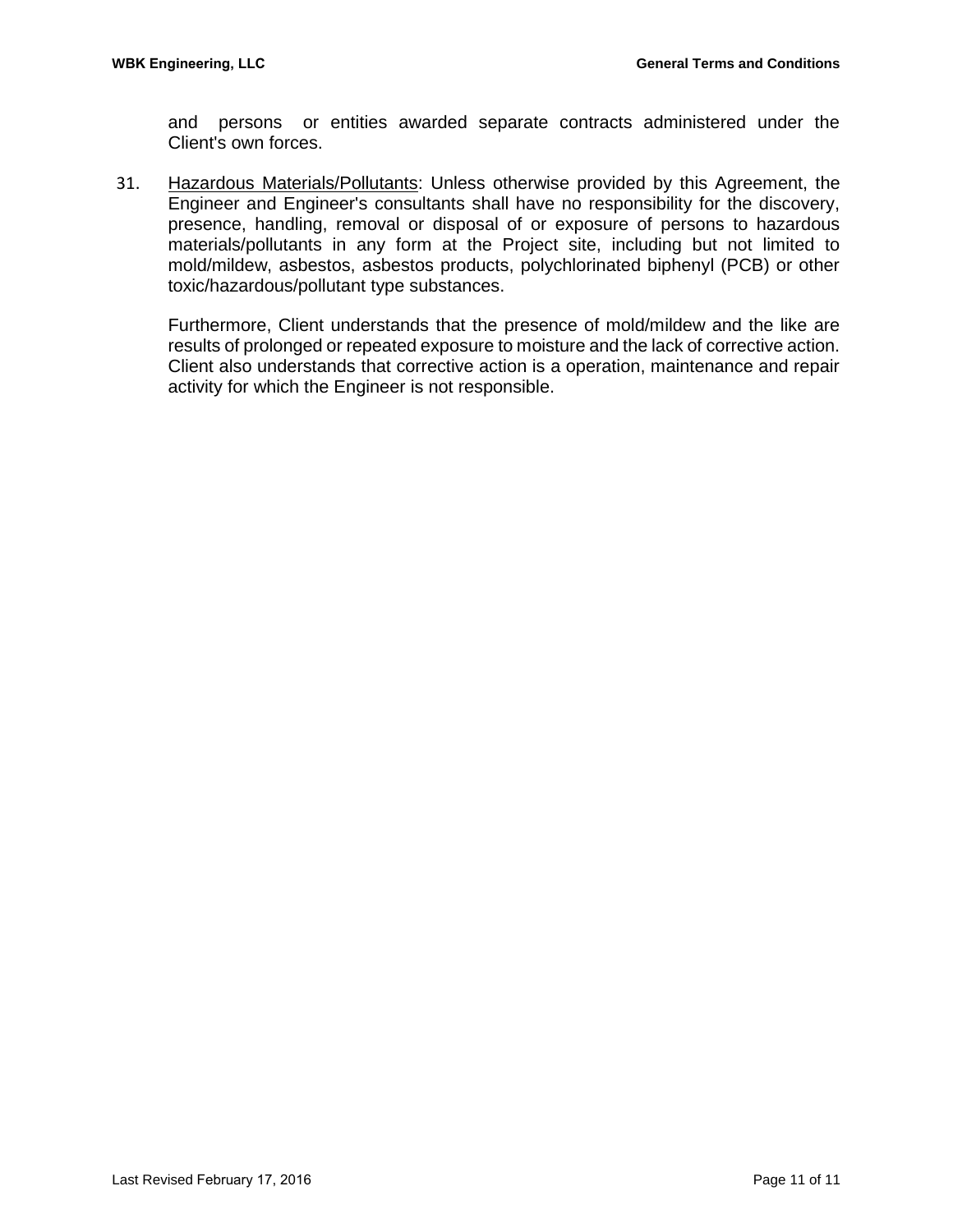and persons or entities awarded separate contracts administered under the Client's own forces.

31. Hazardous Materials/Pollutants: Unless otherwise provided by this Agreement, the Engineer and Engineer's consultants shall have no responsibility for the discovery, presence, handling, removal or disposal of or exposure of persons to hazardous materials/pollutants in any form at the Project site, including but not limited to mold/mildew, asbestos, asbestos products, polychlorinated biphenyl (PCB) or other toxic/hazardous/pollutant type substances.

    Furthermore, Client understands that the presence of mold/mildew and the like are results of prolonged or repeated exposure to moisture and the lack of corrective action. Client also understands that corrective action is a operation, maintenance and repair activity for which the Engineer is not responsible.